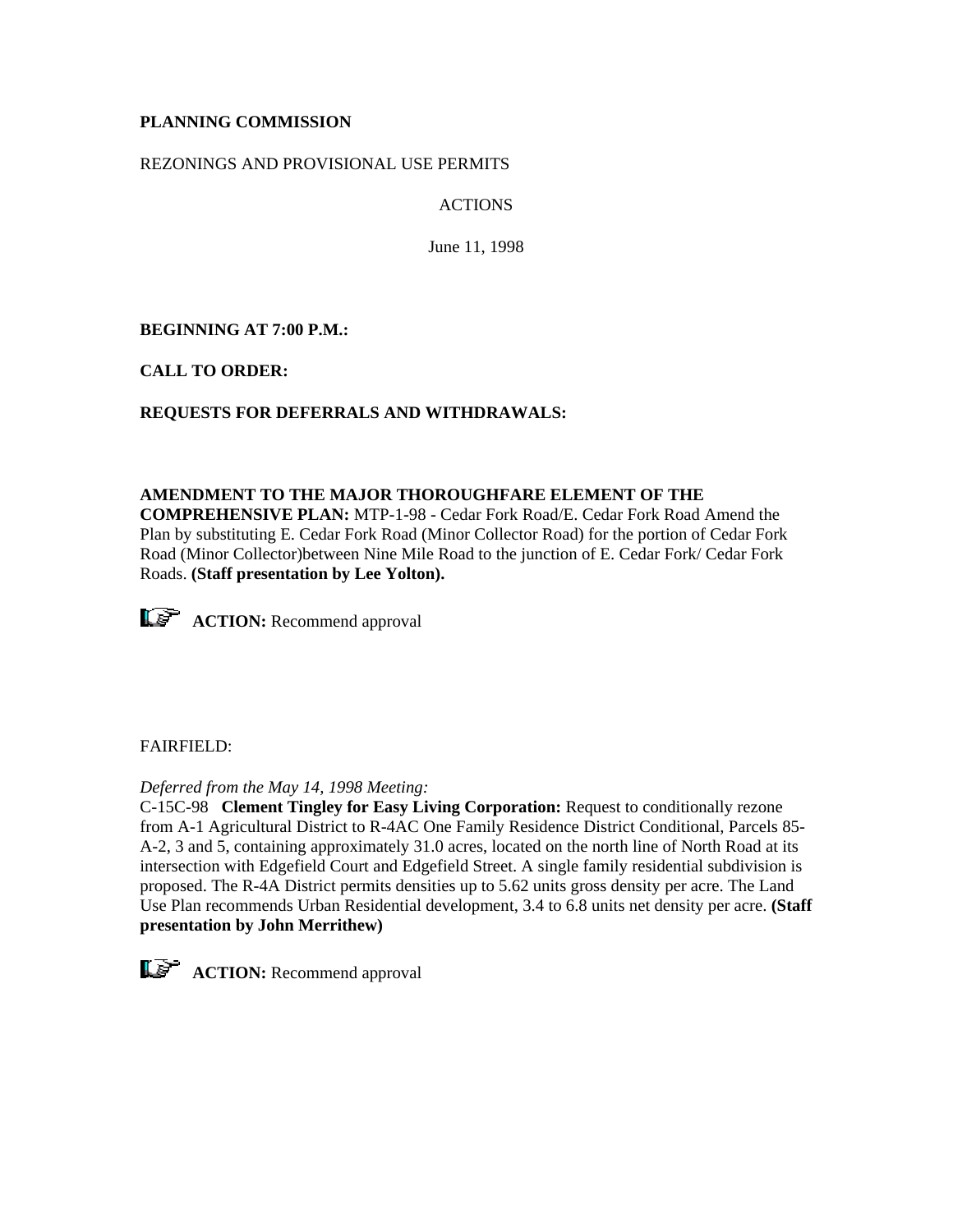**PLANNING COMMISSION**

REZONINGS AND PROVISIONAL USE PERMITS

ACTIONS

June 11, 1998

**BEGINNING AT 7:00 P.M.:**

**CALL TO ORDER:**

**REQUESTS FOR DEFERRALS AND WITHDRAWALS:**

**AMENDMENT TO THE MAJOR THOROUGHFARE ELEMENT OF THE COMPREHENSIVE PLAN:** MTP-1-98 - Cedar Fork Road/E. Cedar Fork Road Amend the Plan by substituting E. Cedar Fork Road (Minor Collector Road) for the portion of Cedar Fork Road (Minor Collector)between Nine Mile Road to the junction of E. Cedar Fork/ Cedar Fork Roads. **(Staff presentation by Lee Yolton).**

**ACTION:** Recommend approval

FAIRFIELD:

*Deferred from the May 14, 1998 Meeting:*
C-15C-98 **Clement Tingley for Easy Living Corporation:** Request to conditionally rezone from A-1 Agricultural District to R-4AC One Family Residence District Conditional, Parcels 85-A-2, 3 and 5, containing approximately 31.0 acres, located on the north line of North Road at its intersection with Edgefield Court and Edgefield Street. A single family residential subdivision is proposed. The R-4A District permits densities up to 5.62 units gross density per acre. The Land Use Plan recommends Urban Residential development, 3.4 to 6.8 units net density per acre. **(Staff presentation by John Merrithew)**

**ACTION:** Recommend approval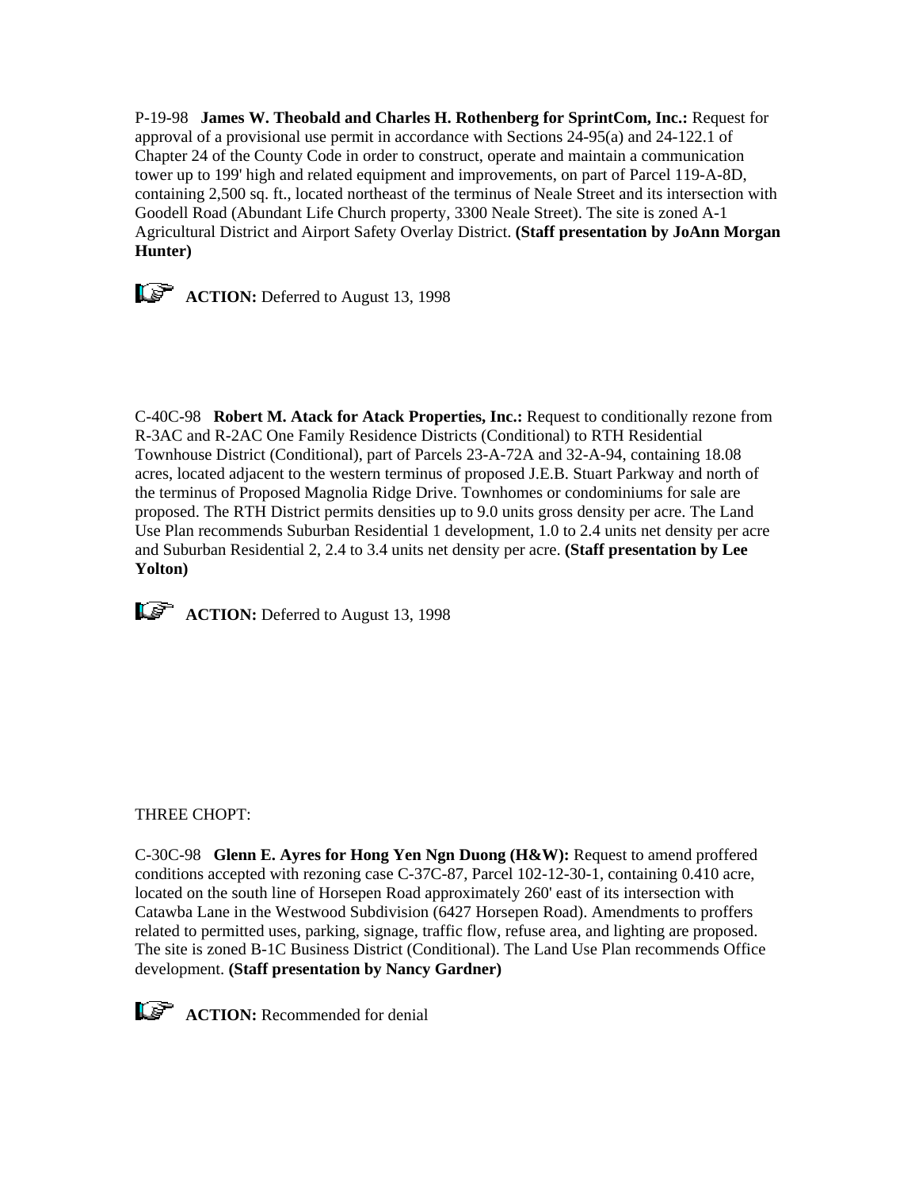P-19-98 **James W. Theobald and Charles H. Rothenberg for SprintCom, Inc.:** Request for approval of a provisional use permit in accordance with Sections 24-95(a) and 24-122.1 of Chapter 24 of the County Code in order to construct, operate and maintain a communication tower up to 199' high and related equipment and improvements, on part of Parcel 119-A-8D, containing 2,500 sq. ft., located northeast of the terminus of Neale Street and its intersection with Goodell Road (Abundant Life Church property, 3300 Neale Street). The site is zoned A-1 Agricultural District and Airport Safety Overlay District. **(Staff presentation by JoAnn Morgan Hunter)**

**ACTION:** Deferred to August 13, 1998

C-40C-98 **Robert M. Atack for Atack Properties, Inc.:** Request to conditionally rezone from R-3AC and R-2AC One Family Residence Districts (Conditional) to RTH Residential Townhouse District (Conditional), part of Parcels 23-A-72A and 32-A-94, containing 18.08 acres, located adjacent to the western terminus of proposed J.E.B. Stuart Parkway and north of the terminus of Proposed Magnolia Ridge Drive. Townhomes or condominiums for sale are proposed. The RTH District permits densities up to 9.0 units gross density per acre. The Land Use Plan recommends Suburban Residential 1 development, 1.0 to 2.4 units net density per acre and Suburban Residential 2, 2.4 to 3.4 units net density per acre. **(Staff presentation by Lee Yolton)**

**ACTION:** Deferred to August 13, 1998

THREE CHOPT:

C-30C-98 **Glenn E. Ayres for Hong Yen Ngn Duong (H&W):** Request to amend proffered conditions accepted with rezoning case C-37C-87, Parcel 102-12-30-1, containing 0.410 acre, located on the south line of Horsepen Road approximately 260' east of its intersection with Catawba Lane in the Westwood Subdivision (6427 Horsepen Road). Amendments to proffers related to permitted uses, parking, signage, traffic flow, refuse area, and lighting are proposed. The site is zoned B-1C Business District (Conditional). The Land Use Plan recommends Office development. **(Staff presentation by Nancy Gardner)**

**ACTION:** Recommended for denial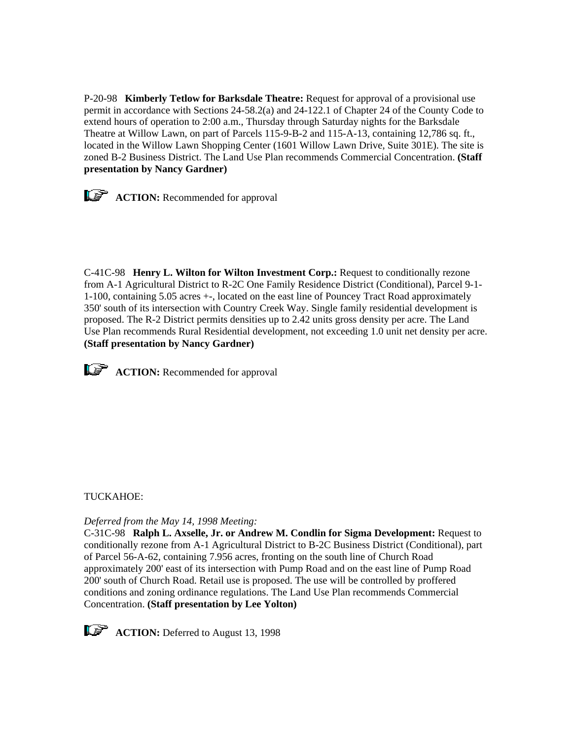P-20-98 **Kimberly Tetlow for Barksdale Theatre:** Request for approval of a provisional use permit in accordance with Sections 24-58.2(a) and 24-122.1 of Chapter 24 of the County Code to extend hours of operation to 2:00 a.m., Thursday through Saturday nights for the Barksdale Theatre at Willow Lawn, on part of Parcels 115-9-B-2 and 115-A-13, containing 12,786 sq. ft., located in the Willow Lawn Shopping Center (1601 Willow Lawn Drive, Suite 301E). The site is zoned B-2 Business District. The Land Use Plan recommends Commercial Concentration. **(Staff presentation by Nancy Gardner)**

☞ **ACTION:** Recommended for approval

C-41C-98 **Henry L. Wilton for Wilton Investment Corp.:** Request to conditionally rezone from A-1 Agricultural District to R-2C One Family Residence District (Conditional), Parcel 9-1-1-100, containing 5.05 acres +-, located on the east line of Pouncey Tract Road approximately 350' south of its intersection with Country Creek Way. Single family residential development is proposed. The R-2 District permits densities up to 2.42 units gross density per acre. The Land Use Plan recommends Rural Residential development, not exceeding 1.0 unit net density per acre. **(Staff presentation by Nancy Gardner)**

☞ **ACTION:** Recommended for approval

TUCKAHOE:

*Deferred from the May 14, 1998 Meeting:*
C-31C-98 **Ralph L. Axselle, Jr. or Andrew M. Condlin for Sigma Development:** Request to conditionally rezone from A-1 Agricultural District to B-2C Business District (Conditional), part of Parcel 56-A-62, containing 7.956 acres, fronting on the south line of Church Road approximately 200' east of its intersection with Pump Road and on the east line of Pump Road 200' south of Church Road. Retail use is proposed. The use will be controlled by proffered conditions and zoning ordinance regulations. The Land Use Plan recommends Commercial Concentration. **(Staff presentation by Lee Yolton)**

☞ **ACTION:** Deferred to August 13, 1998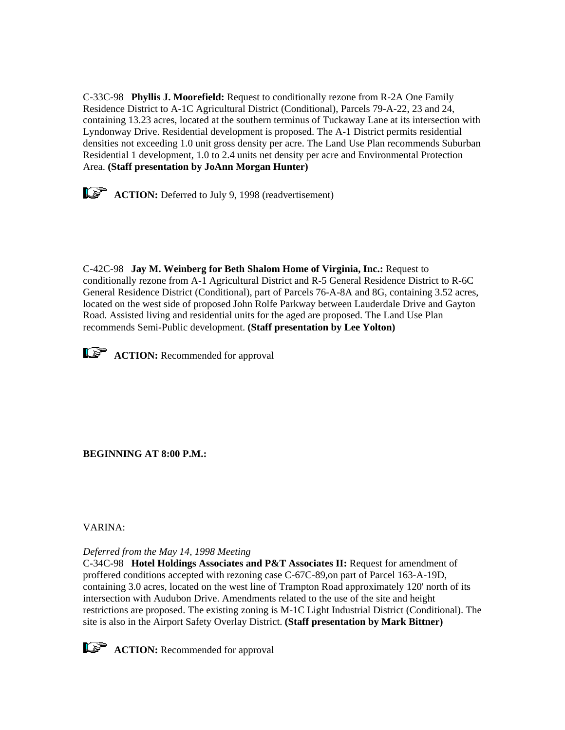C-33C-98 **Phyllis J. Moorefield:** Request to conditionally rezone from R-2A One Family Residence District to A-1C Agricultural District (Conditional), Parcels 79-A-22, 23 and 24, containing 13.23 acres, located at the southern terminus of Tuckaway Lane at its intersection with Lyndonway Drive. Residential development is proposed. The A-1 District permits residential densities not exceeding 1.0 unit gross density per acre. The Land Use Plan recommends Suburban Residential 1 development, 1.0 to 2.4 units net density per acre and Environmental Protection Area. **(Staff presentation by JoAnn Morgan Hunter)**

**ACTION:** Deferred to July 9, 1998 (readvertisement)

C-42C-98 **Jay M. Weinberg for Beth Shalom Home of Virginia, Inc.:** Request to conditionally rezone from A-1 Agricultural District and R-5 General Residence District to R-6C General Residence District (Conditional), part of Parcels 76-A-8A and 8G, containing 3.52 acres, located on the west side of proposed John Rolfe Parkway between Lauderdale Drive and Gayton Road. Assisted living and residential units for the aged are proposed. The Land Use Plan recommends Semi-Public development. **(Staff presentation by Lee Yolton)**

**ACTION:** Recommended for approval

**BEGINNING AT 8:00 P.M.:**

VARINA:

*Deferred from the May 14, 1998 Meeting*
C-34C-98 **Hotel Holdings Associates and P&T Associates II:** Request for amendment of proffered conditions accepted with rezoning case C-67C-89,on part of Parcel 163-A-19D, containing 3.0 acres, located on the west line of Trampton Road approximately 120' north of its intersection with Audubon Drive. Amendments related to the use of the site and height restrictions are proposed. The existing zoning is M-1C Light Industrial District (Conditional). The site is also in the Airport Safety Overlay District. **(Staff presentation by Mark Bittner)**

**ACTION:** Recommended for approval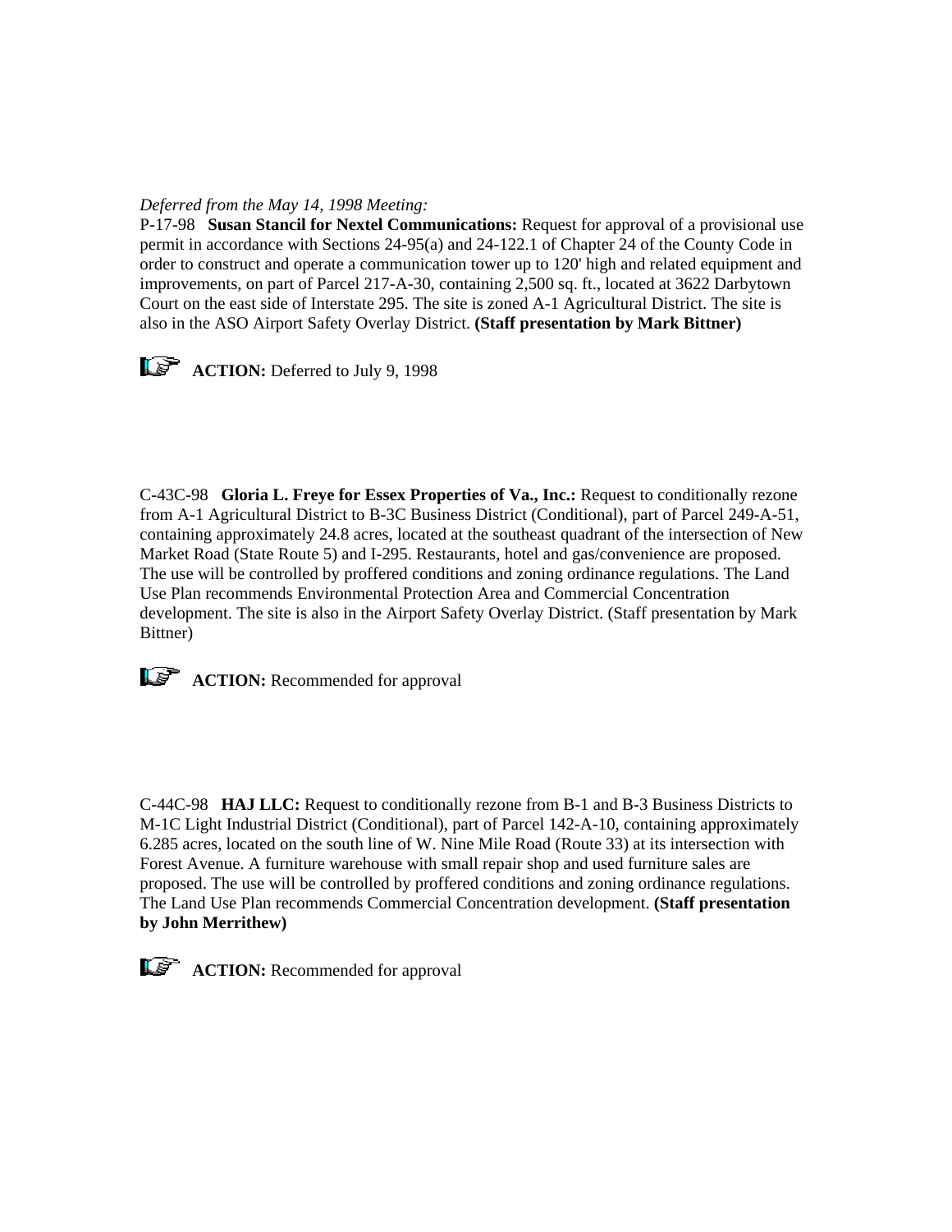*Deferred from the May 14, 1998 Meeting:*

P-17-98 **Susan Stancil for Nextel Communications:** Request for approval of a provisional use permit in accordance with Sections 24-95(a) and 24-122.1 of Chapter 24 of the County Code in order to construct and operate a communication tower up to 120' high and related equipment and improvements, on part of Parcel 217-A-30, containing 2,500 sq. ft., located at 3622 Darbytown Court on the east side of Interstate 295. The site is zoned A-1 Agricultural District. The site is also in the ASO Airport Safety Overlay District. **(Staff presentation by Mark Bittner)**

**ACTION:** Deferred to July 9, 1998

C-43C-98 **Gloria L. Freye for Essex Properties of Va., Inc.:** Request to conditionally rezone from A-1 Agricultural District to B-3C Business District (Conditional), part of Parcel 249-A-51, containing approximately 24.8 acres, located at the southeast quadrant of the intersection of New Market Road (State Route 5) and I-295. Restaurants, hotel and gas/convenience are proposed. The use will be controlled by proffered conditions and zoning ordinance regulations. The Land Use Plan recommends Environmental Protection Area and Commercial Concentration development. The site is also in the Airport Safety Overlay District. (Staff presentation by Mark Bittner)

**ACTION:** Recommended for approval

C-44C-98 **HAJ LLC:** Request to conditionally rezone from B-1 and B-3 Business Districts to M-1C Light Industrial District (Conditional), part of Parcel 142-A-10, containing approximately 6.285 acres, located on the south line of W. Nine Mile Road (Route 33) at its intersection with Forest Avenue. A furniture warehouse with small repair shop and used furniture sales are proposed. The use will be controlled by proffered conditions and zoning ordinance regulations. The Land Use Plan recommends Commercial Concentration development. **(Staff presentation by John Merrithew)**

**ACTION:** Recommended for approval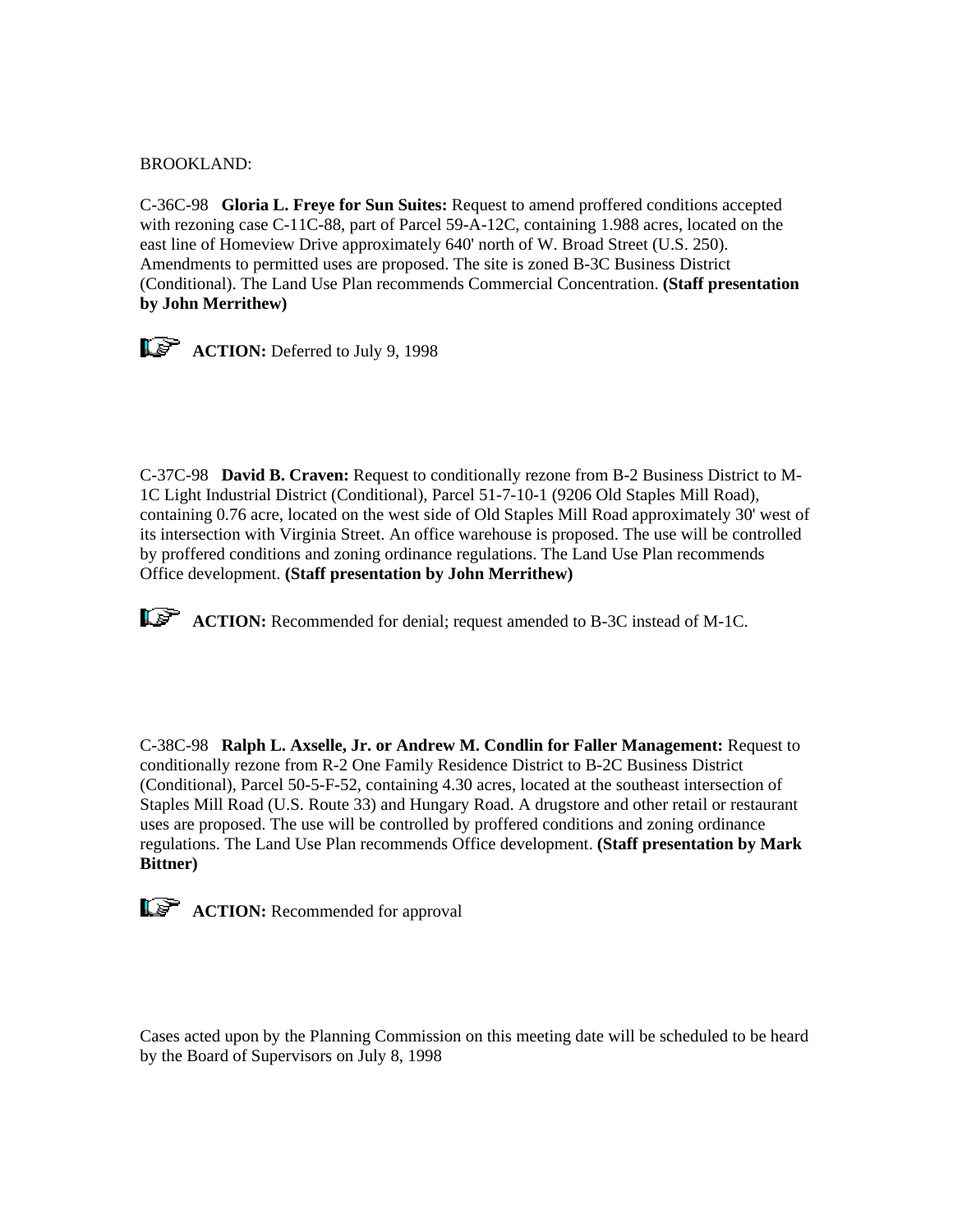BROOKLAND:

C-36C-98 **Gloria L. Freye for Sun Suites:** Request to amend proffered conditions accepted with rezoning case C-11C-88, part of Parcel 59-A-12C, containing 1.988 acres, located on the east line of Homeview Drive approximately 640' north of W. Broad Street (U.S. 250). Amendments to permitted uses are proposed. The site is zoned B-3C Business District (Conditional). The Land Use Plan recommends Commercial Concentration. **(Staff presentation by John Merrithew)**

**ACTION:** Deferred to July 9, 1998

C-37C-98 **David B. Craven:** Request to conditionally rezone from B-2 Business District to M-1C Light Industrial District (Conditional), Parcel 51-7-10-1 (9206 Old Staples Mill Road), containing 0.76 acre, located on the west side of Old Staples Mill Road approximately 30' west of its intersection with Virginia Street. An office warehouse is proposed. The use will be controlled by proffered conditions and zoning ordinance regulations. The Land Use Plan recommends Office development. **(Staff presentation by John Merrithew)**

**ACTION:** Recommended for denial; request amended to B-3C instead of M-1C.

C-38C-98 **Ralph L. Axselle, Jr. or Andrew M. Condlin for Faller Management:** Request to conditionally rezone from R-2 One Family Residence District to B-2C Business District (Conditional), Parcel 50-5-F-52, containing 4.30 acres, located at the southeast intersection of Staples Mill Road (U.S. Route 33) and Hungary Road. A drugstore and other retail or restaurant uses are proposed. The use will be controlled by proffered conditions and zoning ordinance regulations. The Land Use Plan recommends Office development. **(Staff presentation by Mark Bittner)**

**ACTION:** Recommended for approval

Cases acted upon by the Planning Commission on this meeting date will be scheduled to be heard by the Board of Supervisors on July 8, 1998